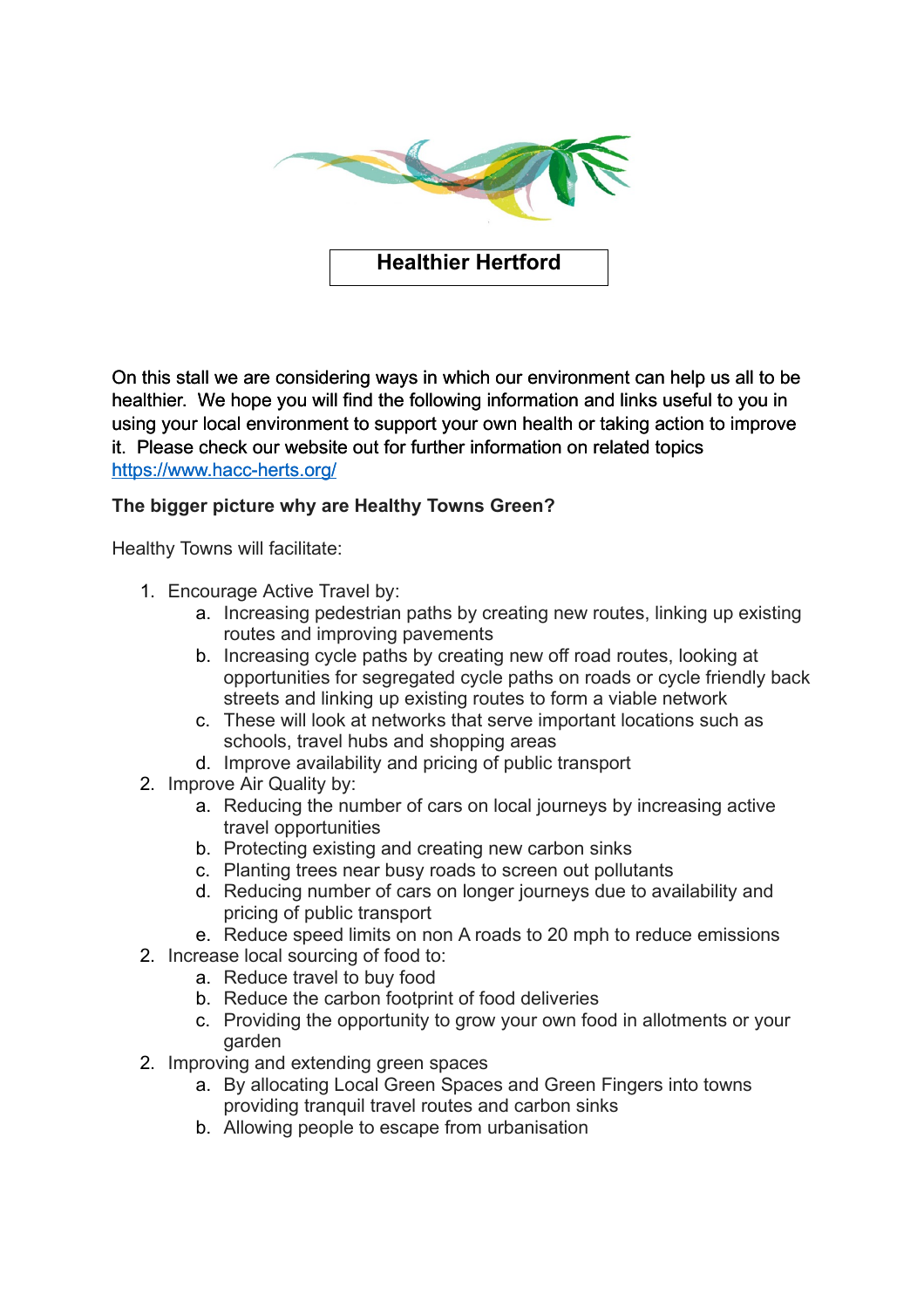# Healthier Hertford

On this stall we are considering ways in which our environment can help us all to be healthier. We hope you will find the following information and links useful to you in using your local environment to support your own health or taking action to improve it. Please check our website out for further information on related topics https://www.hacc-herts.org/

**The bigger picture why are Healthy Towns Green?**

Healthy Towns will facilitate:

1. Encourage Active Travel by:
    a. Increasing pedestrian paths by creating new routes, linking up existing routes and improving pavements
    b. Increasing cycle paths by creating new off road routes, looking at opportunities for segregated cycle paths on roads or cycle friendly back streets and linking up existing routes to form a viable network
    c. These will look at networks that serve important locations such as schools, travel hubs and shopping areas
    d. Improve availability and pricing of public transport
2. Improve Air Quality by:
    a. Reducing the number of cars on local journeys by increasing active travel opportunities
    b. Protecting existing and creating new carbon sinks
    c. Planting trees near busy roads to screen out pollutants
    d. Reducing number of cars on longer journeys due to availability and pricing of public transport
    e. Reduce speed limits on non A roads to 20 mph to reduce emissions
2. Increase local sourcing of food to:
    a. Reduce travel to buy food
    b. Reduce the carbon footprint of food deliveries
    c. Providing the opportunity to grow your own food in allotments or your garden
2. Improving and extending green spaces
    a. By allocating Local Green Spaces and Green Fingers into towns providing tranquil travel routes and carbon sinks
    b. Allowing people to escape from urbanisation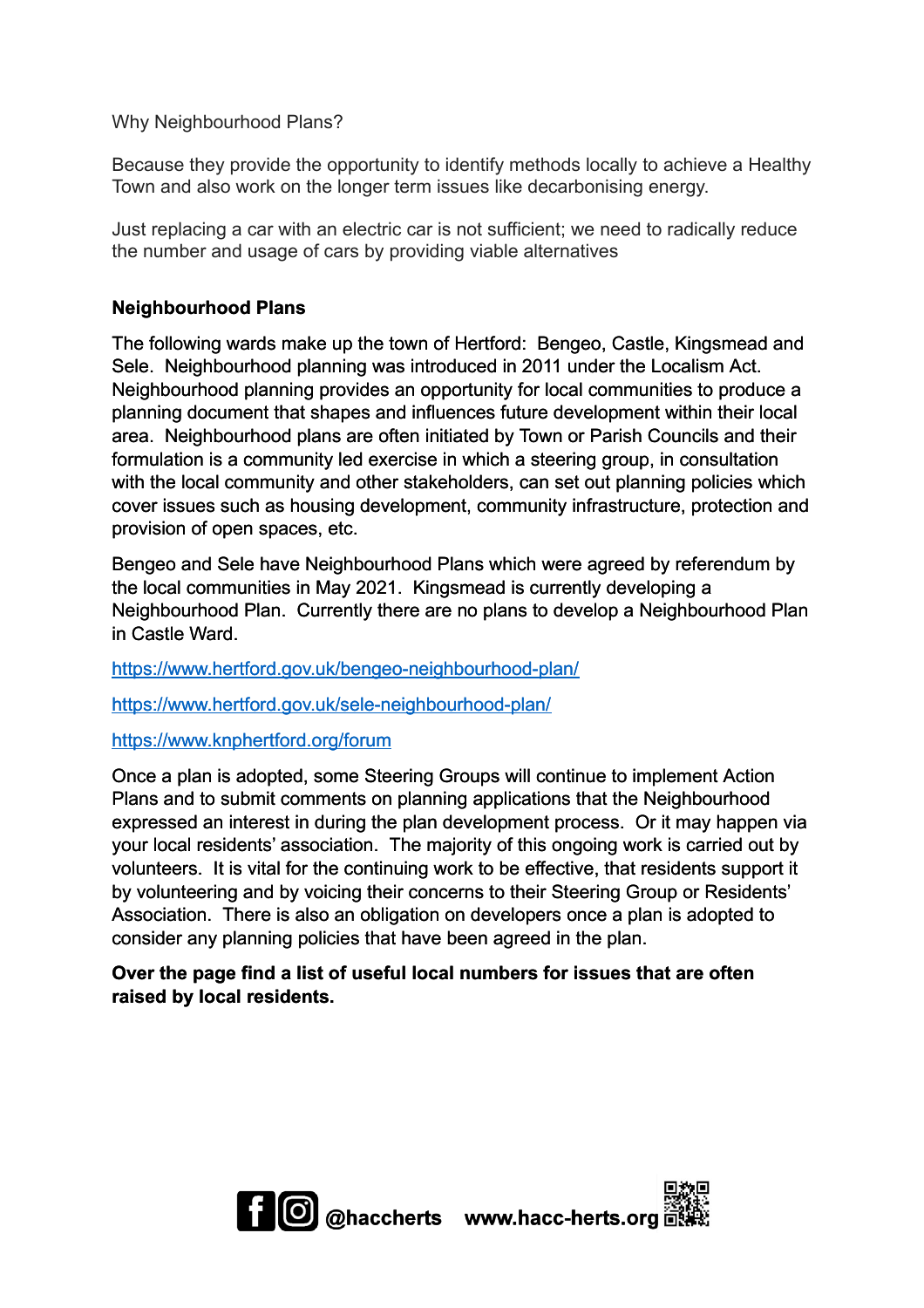Why Neighbourhood Plans?

Because they provide the opportunity to identify methods locally to achieve a Healthy Town and also work on the longer term issues like decarbonising energy.

Just replacing a car with an electric car is not sufficient; we need to radically reduce the number and usage of cars by providing viable alternatives

## Neighbourhood Plans

The following wards make up the town of Hertford: Bengeo, Castle, Kingsmead and Sele. Neighbourhood planning was introduced in 2011 under the Localism Act. Neighbourhood planning provides an opportunity for local communities to produce a planning document that shapes and influences future development within their local area. Neighbourhood plans are often initiated by Town or Parish Councils and their formulation is a community led exercise in which a steering group, in consultation with the local community and other stakeholders, can set out planning policies which cover issues such as housing development, community infrastructure, protection and provision of open spaces, etc.

Bengeo and Sele have Neighbourhood Plans which were agreed by referendum by the local communities in May 2021. Kingsmead is currently developing a Neighbourhood Plan. Currently there are no plans to develop a Neighbourhood Plan in Castle Ward.

https://www.hertford.gov.uk/bengeo-neighbourhood-plan/

https://www.hertford.gov.uk/sele-neighbourhood-plan/

https://www.knphertford.org/forum

Once a plan is adopted, some Steering Groups will continue to implement Action Plans and to submit comments on planning applications that the Neighbourhood expressed an interest in during the plan development process. Or it may happen via your local residents' association. The majority of this ongoing work is carried out by volunteers. It is vital for the continuing work to be effective, that residents support it by volunteering and by voicing their concerns to their Steering Group or Residents' Association. There is also an obligation on developers once a plan is adopted to consider any planning policies that have been agreed in the plan.

**Over the page find a list of useful local numbers for issues that are often raised by local residents.**

@haccherts www.hacc-herts.org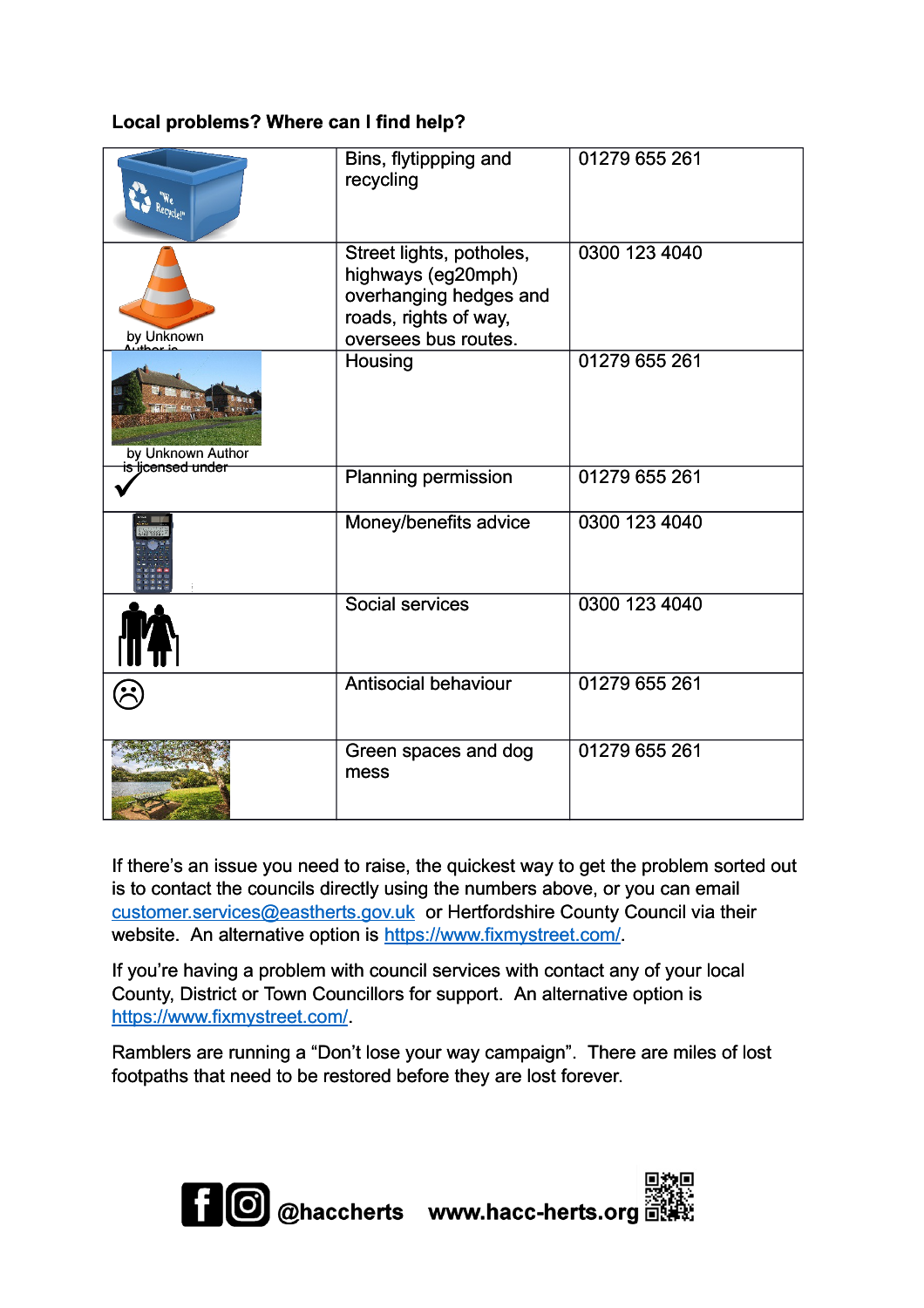**Local problems? Where can I find help?**

| | | |
|---|---|---|
| | Bins, flytipppping and recycling | 01279 655 261 |
| by Unknown Author is | Street lights, potholes, highways (eg20mph) overhanging hedges and roads, rights of way, oversees bus routes. | 0300 123 4040 |
| by Unknown Author is licensed under | Housing | 01279 655 261 |
| | Planning permission | 01279 655 261 |
| | Money/benefits advice | 0300 123 4040 |
| | Social services | 0300 123 4040 |
| | Antisocial behaviour | 01279 655 261 |
| | Green spaces and dog mess | 01279 655 261 |

If there's an issue you need to raise, the quickest way to get the problem sorted out is to contact the councils directly using the numbers above, or you can email customer.services@eastherts.gov.uk or Hertfordshire County Council via their website. An alternative option is https://www.fixmystreet.com/.

If you're having a problem with council services with contact any of your local County, District or Town Councillors for support. An alternative option is https://www.fixmystreet.com/.

Ramblers are running a "Don't lose your way campaign". There are miles of lost footpaths that need to be restored before they are lost forever.

**@haccherts www.hacc-herts.org**